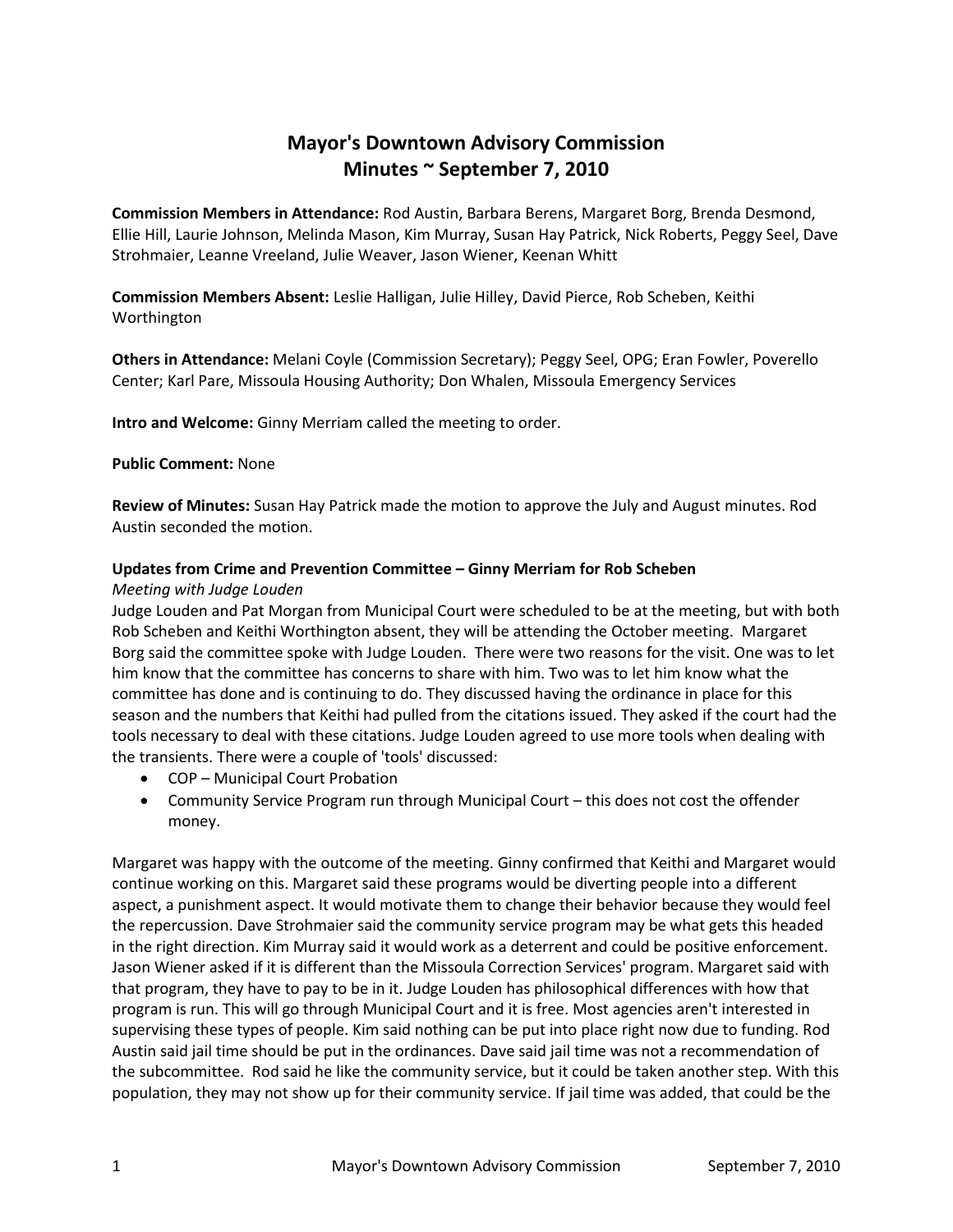# Mayor's Downtown Advisory Commission
# Minutes ~ September 7, 2010

**Commission Members in Attendance:** Rod Austin, Barbara Berens, Margaret Borg, Brenda Desmond, Ellie Hill, Laurie Johnson, Melinda Mason, Kim Murray, Susan Hay Patrick, Nick Roberts, Peggy Seel, Dave Strohmaier, Leanne Vreeland, Julie Weaver, Jason Wiener, Keenan Whitt

**Commission Members Absent:** Leslie Halligan, Julie Hilley, David Pierce, Rob Scheben, Keithi Worthington

**Others in Attendance:** Melani Coyle (Commission Secretary); Peggy Seel, OPG; Eran Fowler, Poverello Center; Karl Pare, Missoula Housing Authority; Don Whalen, Missoula Emergency Services

**Intro and Welcome:** Ginny Merriam called the meeting to order.

**Public Comment:** None

**Review of Minutes:** Susan Hay Patrick made the motion to approve the July and August minutes. Rod Austin seconded the motion.

**Updates from Crime and Prevention Committee – Ginny Merriam for Rob Scheben**

*Meeting with Judge Louden*

Judge Louden and Pat Morgan from Municipal Court were scheduled to be at the meeting, but with both Rob Scheben and Keithi Worthington absent, they will be attending the October meeting. Margaret Borg said the committee spoke with Judge Louden. There were two reasons for the visit. One was to let him know that the committee has concerns to share with him. Two was to let him know what the committee has done and is continuing to do. They discussed having the ordinance in place for this season and the numbers that Keithi had pulled from the citations issued. They asked if the court had the tools necessary to deal with these citations. Judge Louden agreed to use more tools when dealing with the transients. There were a couple of 'tools' discussed:

- COP – Municipal Court Probation
- Community Service Program run through Municipal Court – this does not cost the offender money.

Margaret was happy with the outcome of the meeting. Ginny confirmed that Keithi and Margaret would continue working on this. Margaret said these programs would be diverting people into a different aspect, a punishment aspect. It would motivate them to change their behavior because they would feel the repercussion. Dave Strohmaier said the community service program may be what gets this headed in the right direction. Kim Murray said it would work as a deterrent and could be positive enforcement. Jason Wiener asked if it is different than the Missoula Correction Services' program. Margaret said with that program, they have to pay to be in it. Judge Louden has philosophical differences with how that program is run. This will go through Municipal Court and it is free. Most agencies aren't interested in supervising these types of people. Kim said nothing can be put into place right now due to funding. Rod Austin said jail time should be put in the ordinances. Dave said jail time was not a recommendation of the subcommittee. Rod said he like the community service, but it could be taken another step. With this population, they may not show up for their community service. If jail time was added, that could be the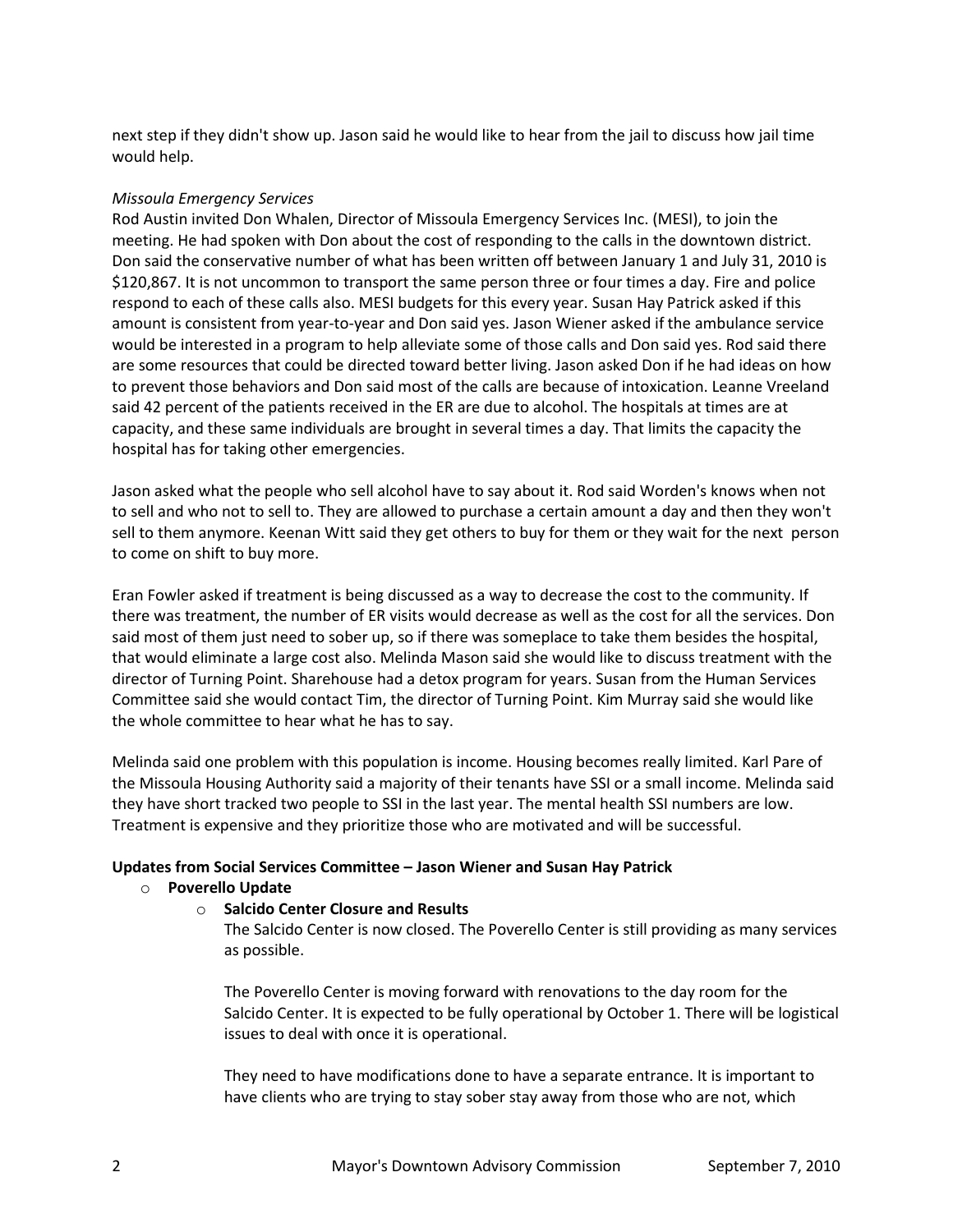next step if they didn't show up. Jason said he would like to hear from the jail to discuss how jail time would help.

*Missoula Emergency Services*

Rod Austin invited Don Whalen, Director of Missoula Emergency Services Inc. (MESI), to join the meeting. He had spoken with Don about the cost of responding to the calls in the downtown district. Don said the conservative number of what has been written off between January 1 and July 31, 2010 is $120,867. It is not uncommon to transport the same person three or four times a day. Fire and police respond to each of these calls also. MESI budgets for this every year. Susan Hay Patrick asked if this amount is consistent from year-to-year and Don said yes. Jason Wiener asked if the ambulance service would be interested in a program to help alleviate some of those calls and Don said yes. Rod said there are some resources that could be directed toward better living. Jason asked Don if he had ideas on how to prevent those behaviors and Don said most of the calls are because of intoxication. Leanne Vreeland said 42 percent of the patients received in the ER are due to alcohol. The hospitals at times are at capacity, and these same individuals are brought in several times a day. That limits the capacity the hospital has for taking other emergencies.

Jason asked what the people who sell alcohol have to say about it. Rod said Worden's knows when not to sell and who not to sell to. They are allowed to purchase a certain amount a day and then they won't sell to them anymore. Keenan Witt said they get others to buy for them or they wait for the next person to come on shift to buy more.

Eran Fowler asked if treatment is being discussed as a way to decrease the cost to the community. If there was treatment, the number of ER visits would decrease as well as the cost for all the services. Don said most of them just need to sober up, so if there was someplace to take them besides the hospital, that would eliminate a large cost also. Melinda Mason said she would like to discuss treatment with the director of Turning Point. Sharehouse had a detox program for years. Susan from the Human Services Committee said she would contact Tim, the director of Turning Point. Kim Murray said she would like the whole committee to hear what he has to say.

Melinda said one problem with this population is income. Housing becomes really limited. Karl Pare of the Missoula Housing Authority said a majority of their tenants have SSI or a small income. Melinda said they have short tracked two people to SSI in the last year. The mental health SSI numbers are low. Treatment is expensive and they prioritize those who are motivated and will be successful.

**Updates from Social Services Committee – Jason Wiener and Susan Hay Patrick**

- **Poverello Update**
  - **Salcido Center Closure and Results**

    The Salcido Center is now closed. The Poverello Center is still providing as many services as possible.

    The Poverello Center is moving forward with renovations to the day room for the Salcido Center. It is expected to be fully operational by October 1. There will be logistical issues to deal with once it is operational.

    They need to have modifications done to have a separate entrance. It is important to have clients who are trying to stay sober stay away from those who are not, which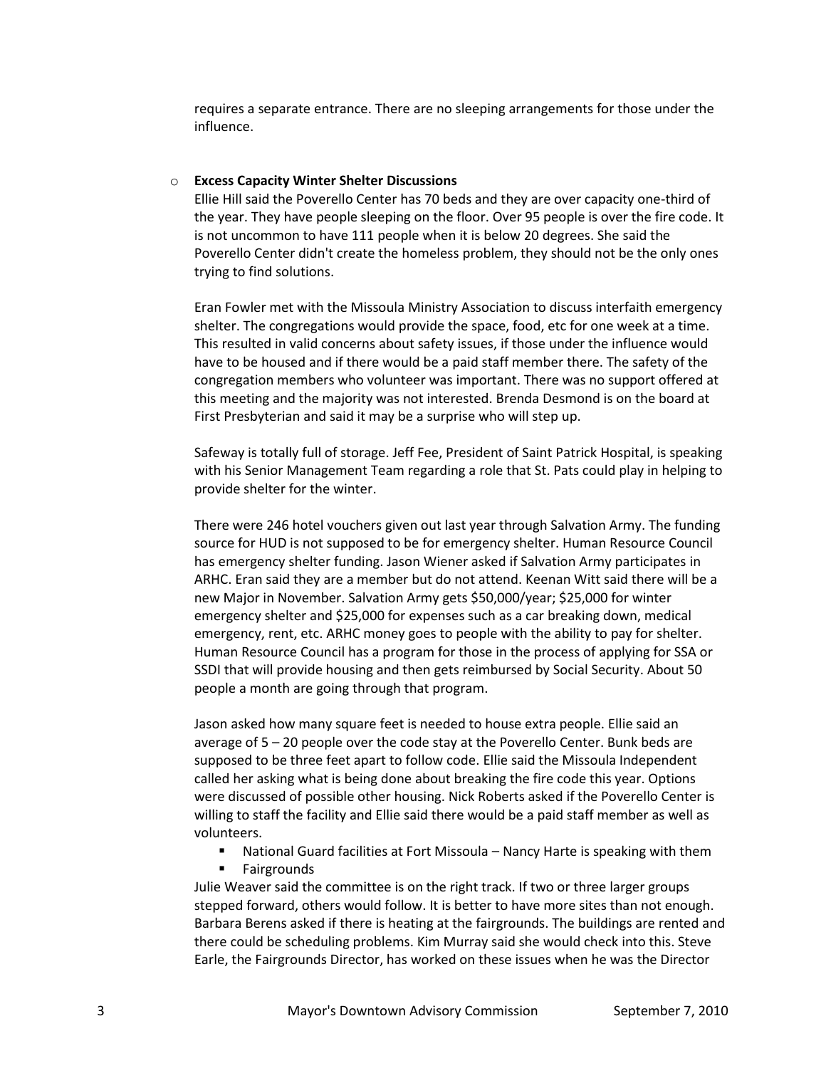requires a separate entrance. There are no sleeping arrangements for those under the influence.

- **Excess Capacity Winter Shelter Discussions**

  Ellie Hill said the Poverello Center has 70 beds and they are over capacity one-third of the year. They have people sleeping on the floor. Over 95 people is over the fire code. It is not uncommon to have 111 people when it is below 20 degrees. She said the Poverello Center didn't create the homeless problem, they should not be the only ones trying to find solutions.

  Eran Fowler met with the Missoula Ministry Association to discuss interfaith emergency shelter. The congregations would provide the space, food, etc for one week at a time. This resulted in valid concerns about safety issues, if those under the influence would have to be housed and if there would be a paid staff member there. The safety of the congregation members who volunteer was important. There was no support offered at this meeting and the majority was not interested. Brenda Desmond is on the board at First Presbyterian and said it may be a surprise who will step up.

  Safeway is totally full of storage. Jeff Fee, President of Saint Patrick Hospital, is speaking with his Senior Management Team regarding a role that St. Pats could play in helping to provide shelter for the winter.

  There were 246 hotel vouchers given out last year through Salvation Army. The funding source for HUD is not supposed to be for emergency shelter. Human Resource Council has emergency shelter funding. Jason Wiener asked if Salvation Army participates in ARHC. Eran said they are a member but do not attend. Keenan Witt said there will be a new Major in November. Salvation Army gets $50,000/year; $25,000 for winter emergency shelter and $25,000 for expenses such as a car breaking down, medical emergency, rent, etc. ARHC money goes to people with the ability to pay for shelter. Human Resource Council has a program for those in the process of applying for SSA or SSDI that will provide housing and then gets reimbursed by Social Security. About 50 people a month are going through that program.

  Jason asked how many square feet is needed to house extra people. Ellie said an average of 5 – 20 people over the code stay at the Poverello Center. Bunk beds are supposed to be three feet apart to follow code. Ellie said the Missoula Independent called her asking what is being done about breaking the fire code this year. Options were discussed of possible other housing. Nick Roberts asked if the Poverello Center is willing to staff the facility and Ellie said there would be a paid staff member as well as volunteers.

  - National Guard facilities at Fort Missoula – Nancy Harte is speaking with them
  - Fairgrounds

  Julie Weaver said the committee is on the right track. If two or three larger groups stepped forward, others would follow. It is better to have more sites than not enough. Barbara Berens asked if there is heating at the fairgrounds. The buildings are rented and there could be scheduling problems. Kim Murray said she would check into this. Steve Earle, the Fairgrounds Director, has worked on these issues when he was the Director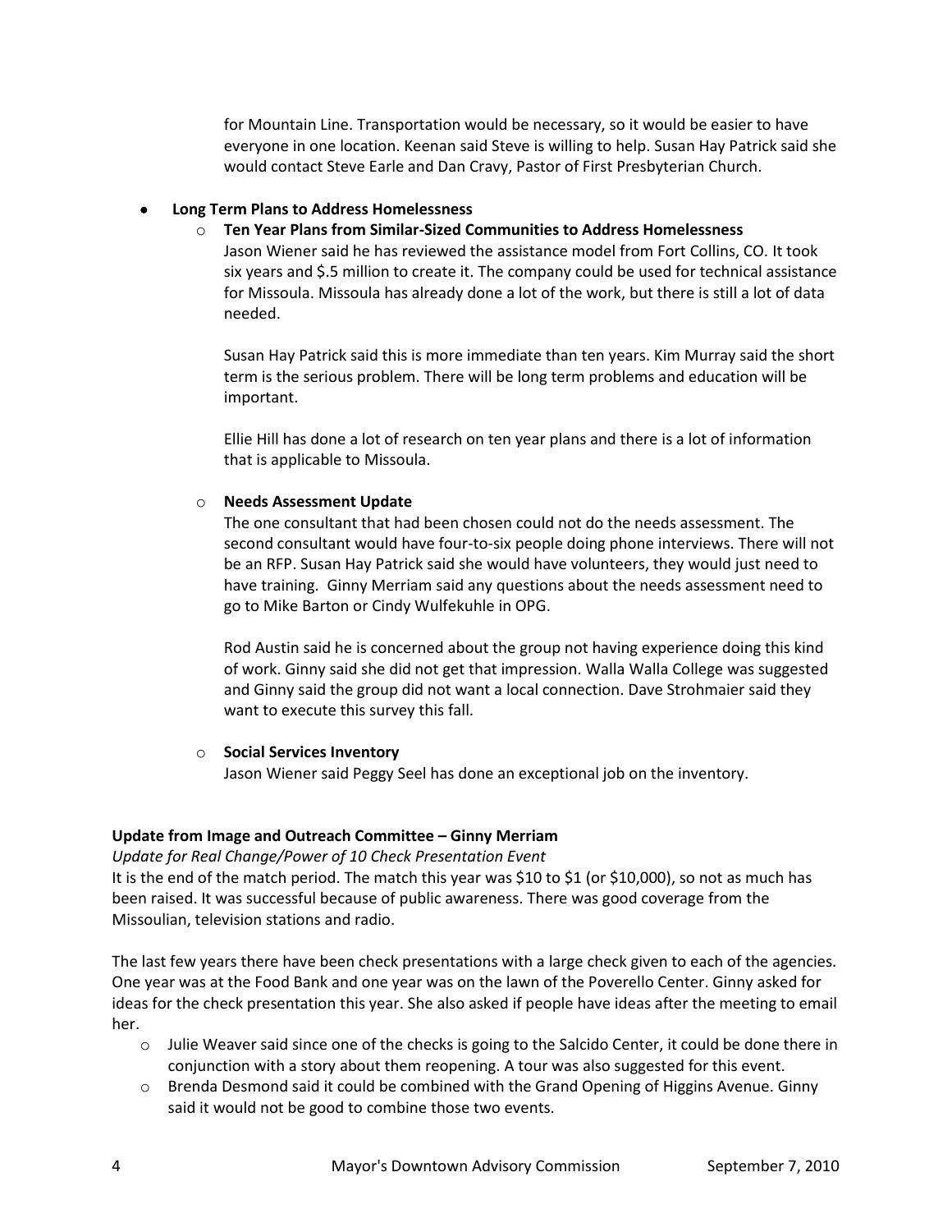for Mountain Line. Transportation would be necessary, so it would be easier to have everyone in one location. Keenan said Steve is willing to help. Susan Hay Patrick said she would contact Steve Earle and Dan Cravy, Pastor of First Presbyterian Church.

- **Long Term Plans to Address Homelessness**
  - **Ten Year Plans from Similar-Sized Communities to Address Homelessness**

    Jason Wiener said he has reviewed the assistance model from Fort Collins, CO. It took six years and $.5 million to create it. The company could be used for technical assistance for Missoula. Missoula has already done a lot of the work, but there is still a lot of data needed.

    Susan Hay Patrick said this is more immediate than ten years. Kim Murray said the short term is the serious problem. There will be long term problems and education will be important.

    Ellie Hill has done a lot of research on ten year plans and there is a lot of information that is applicable to Missoula.

  - **Needs Assessment Update**

    The one consultant that had been chosen could not do the needs assessment. The second consultant would have four-to-six people doing phone interviews. There will not be an RFP. Susan Hay Patrick said she would have volunteers, they would just need to have training. Ginny Merriam said any questions about the needs assessment need to go to Mike Barton or Cindy Wulfekuhle in OPG.

    Rod Austin said he is concerned about the group not having experience doing this kind of work. Ginny said she did not get that impression. Walla Walla College was suggested and Ginny said the group did not want a local connection. Dave Strohmaier said they want to execute this survey this fall.

  - **Social Services Inventory**

    Jason Wiener said Peggy Seel has done an exceptional job on the inventory.

**Update from Image and Outreach Committee – Ginny Merriam**

*Update for Real Change/Power of 10 Check Presentation Event*

It is the end of the match period. The match this year was $10 to $1 (or $10,000), so not as much has been raised. It was successful because of public awareness. There was good coverage from the Missoulian, television stations and radio.

The last few years there have been check presentations with a large check given to each of the agencies. One year was at the Food Bank and one year was on the lawn of the Poverello Center. Ginny asked for ideas for the check presentation this year. She also asked if people have ideas after the meeting to email her.

- Julie Weaver said since one of the checks is going to the Salcido Center, it could be done there in conjunction with a story about them reopening. A tour was also suggested for this event.
- Brenda Desmond said it could be combined with the Grand Opening of Higgins Avenue. Ginny said it would not be good to combine those two events.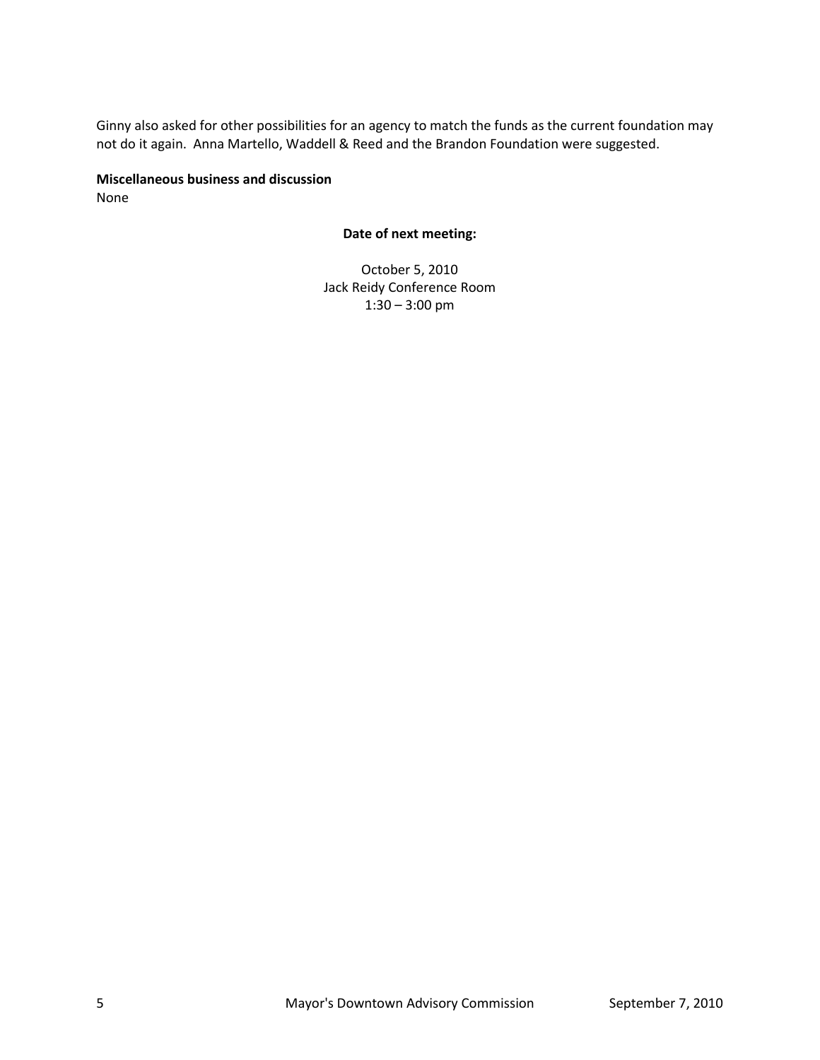Ginny also asked for other possibilities for an agency to match the funds as the current foundation may not do it again. Anna Martello, Waddell & Reed and the Brandon Foundation were suggested.

**Miscellaneous business and discussion**

None

**Date of next meeting:**

October 5, 2010
Jack Reidy Conference Room
1:30 – 3:00 pm